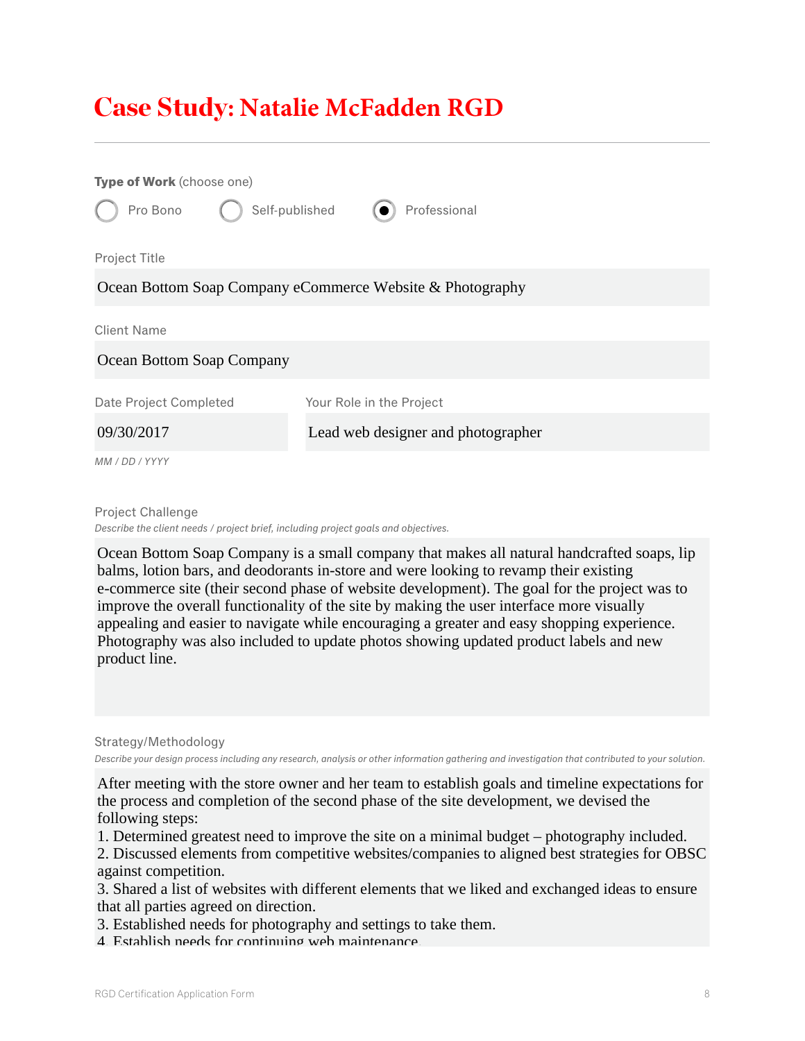# Case Study: Natalie McFadden RGD

**Type of Work** (choose one)

- ○ Pro Bono
- ○ Self-published
- ● Professional

Project Title

Ocean Bottom Soap Company eCommerce Website & Photography

Client Name

Ocean Bottom Soap Company

Date Project Completed

09/30/2017

*MM / DD / YYYY*

Your Role in the Project

Lead web designer and photographer

Project Challenge

*Describe the client needs / project brief, including project goals and objectives.*

Ocean Bottom Soap Company is a small company that makes all natural handcrafted soaps, lip balms, lotion bars, and deodorants in-store and were looking to revamp their existing e-commerce site (their second phase of website development). The goal for the project was to improve the overall functionality of the site by making the user interface more visually appealing and easier to navigate while encouraging a greater and easy shopping experience. Photography was also included to update photos showing updated product labels and new product line.

Strategy/Methodology

*Describe your design process including any research, analysis or other information gathering and investigation that contributed to your solution.*

After meeting with the store owner and her team to establish goals and timeline expectations for the process and completion of the second phase of the site development, we devised the following steps:

1. Determined greatest need to improve the site on a minimal budget – photography included.
2. Discussed elements from competitive websites/companies to aligned best strategies for OBSC against competition.
3. Shared a list of websites with different elements that we liked and exchanged ideas to ensure that all parties agreed on direction.
3. Established needs for photography and settings to take them.
4. Establish needs for continuing web maintenance.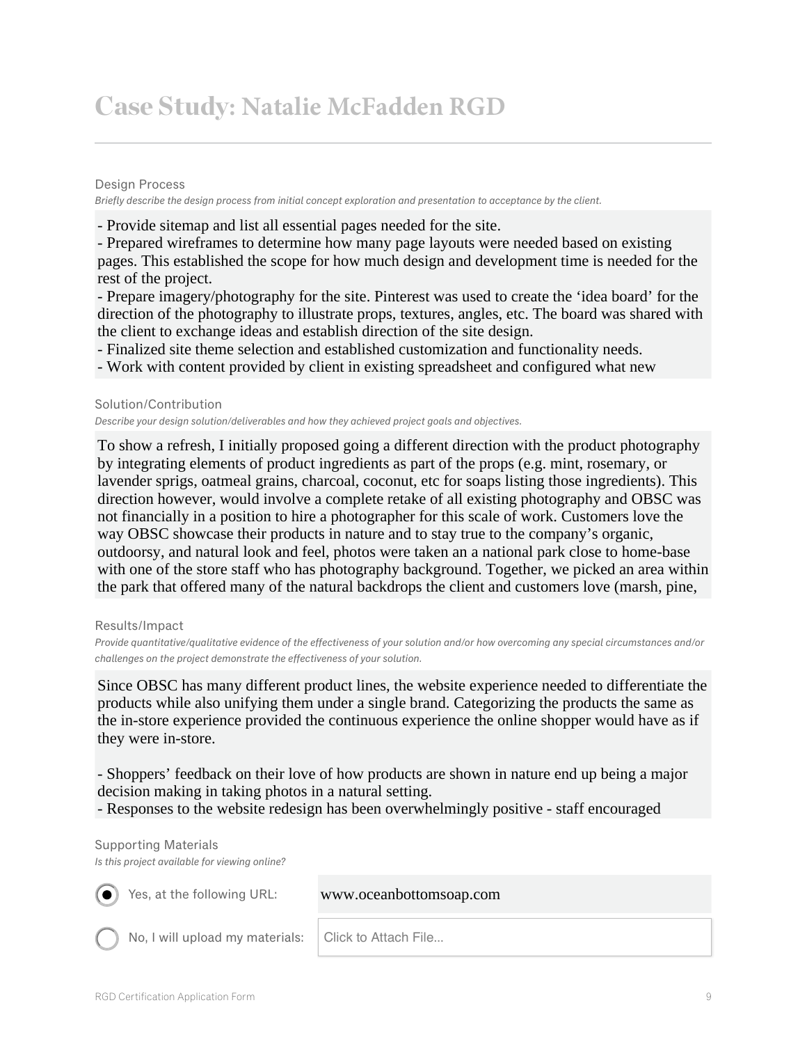# Case Study: Natalie McFadden RGD

---

Design Process

*Briefly describe the design process from initial concept exploration and presentation to acceptance by the client.*

- Provide sitemap and list all essential pages needed for the site.
- Prepared wireframes to determine how many page layouts were needed based on existing pages. This established the scope for how much design and development time is needed for the rest of the project.
- Prepare imagery/photography for the site. Pinterest was used to create the 'idea board' for the direction of the photography to illustrate props, textures, angles, etc. The board was shared with the client to exchange ideas and establish direction of the site design.
- Finalized site theme selection and established customization and functionality needs.
- Work with content provided by client in existing spreadsheet and configured what new

Solution/Contribution

*Describe your design solution/deliverables and how they achieved project goals and objectives.*

To show a refresh, I initially proposed going a different direction with the product photography by integrating elements of product ingredients as part of the props (e.g. mint, rosemary, or lavender sprigs, oatmeal grains, charcoal, coconut, etc for soaps listing those ingredients). This direction however, would involve a complete retake of all existing photography and OBSC was not financially in a position to hire a photographer for this scale of work. Customers love the way OBSC showcase their products in nature and to stay true to the company's organic, outdoorsy, and natural look and feel, photos were taken an a national park close to home-base with one of the store staff who has photography background. Together, we picked an area within the park that offered many of the natural backdrops the client and customers love (marsh, pine,

Results/Impact

*Provide quantitative/qualitative evidence of the effectiveness of your solution and/or how overcoming any special circumstances and/or challenges on the project demonstrate the effectiveness of your solution.*

Since OBSC has many different product lines, the website experience needed to differentiate the products while also unifying them under a single brand. Categorizing the products the same as the in-store experience provided the continuous experience the online shopper would have as if they were in-store.

- Shoppers' feedback on their love of how products are shown in nature end up being a major decision making in taking photos in a natural setting.
- Responses to the website redesign has been overwhelmingly positive - staff encouraged

Supporting Materials

*Is this project available for viewing online?*

- (●) Yes, at the following URL: www.oceanbottomsoap.com
- ( ) No, I will upload my materials: Click to Attach File...